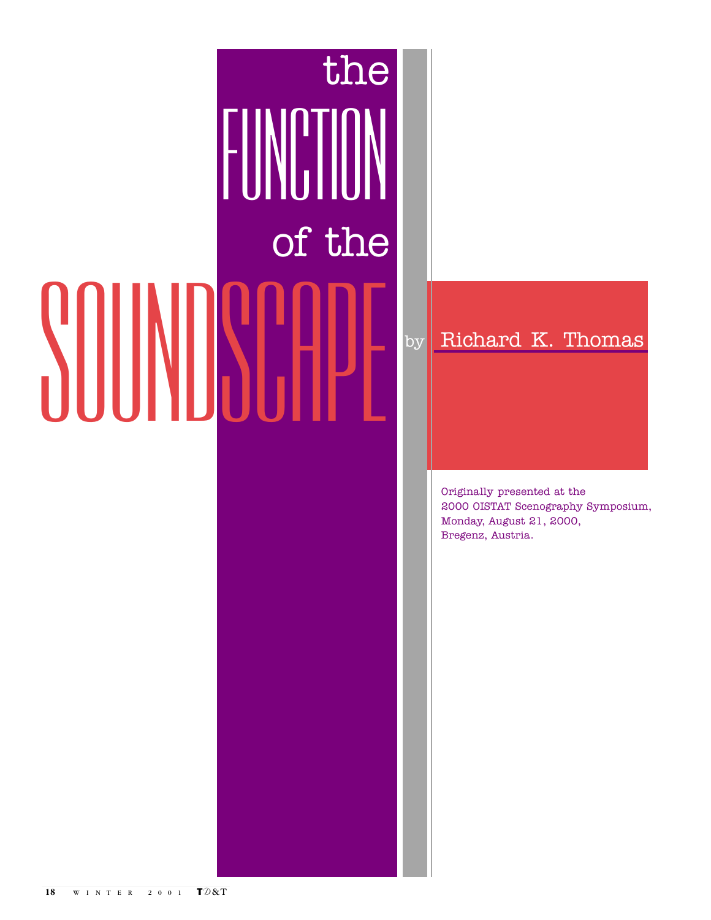# the FUNCTION of the SOUNDSCAPE

by Richard K. Thomas

Originally presented at the 2000 OISTAT Scenography Symposium, Monday, August 21, 2000, Bregenz, Austria.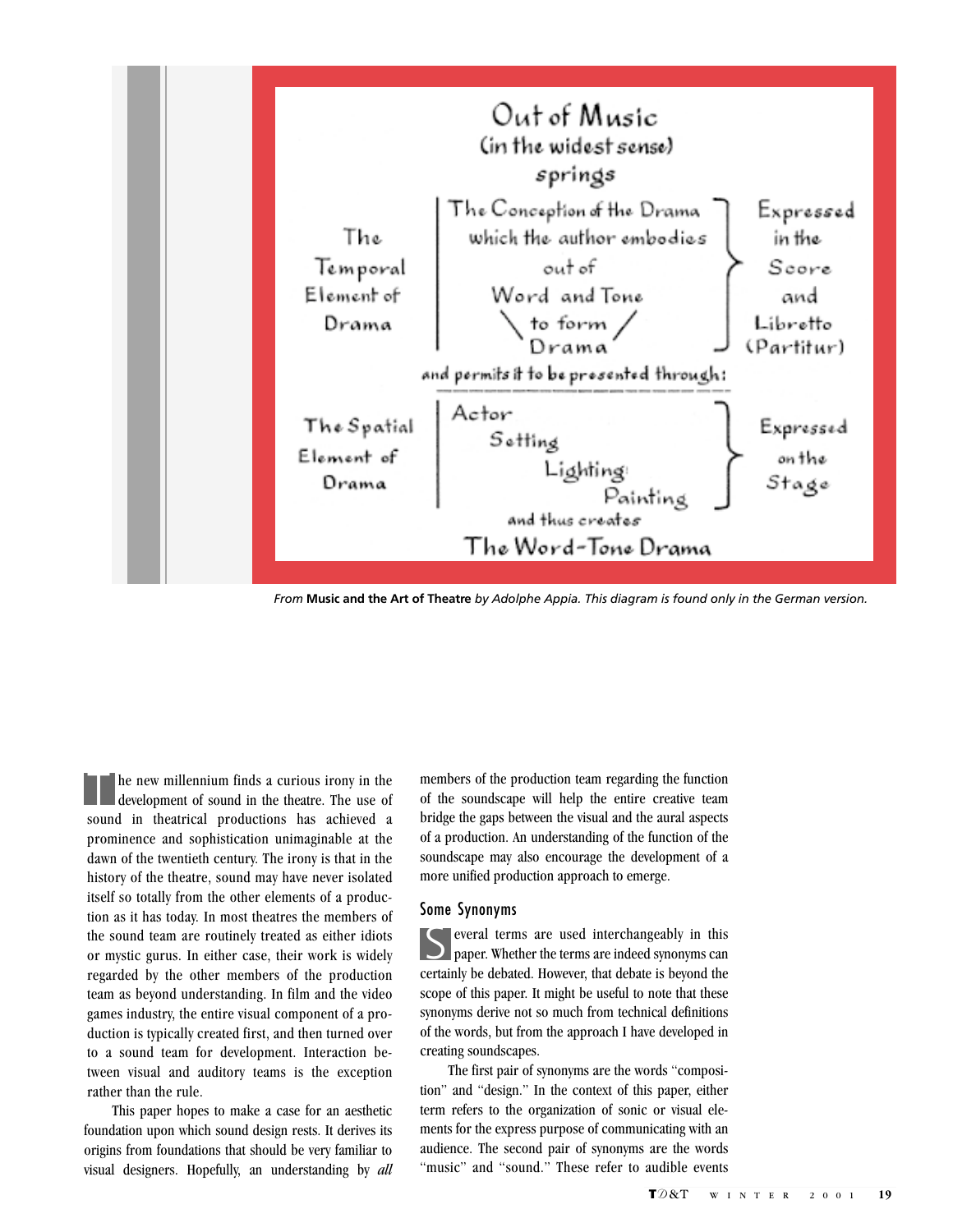Out of Music
(in the widest sense)
springs

| The Temporal Element of Drama | The Conception of the Drama which the author embodies out of Word and Tone to form Drama | Expressed in the Score and Libretto (Partitur) |
| --- | --- | --- |

and permits it to be presented through:

| The Spatial Element of Drama | Actor, Setting, Lighting, Painting | Expressed on the Stage |
| --- | --- | --- |

and thus creates
The Word-Tone Drama

*From* **Music and the Art of Theatre** *by Adolphe Appia. This diagram is found only in the German version.*

The new millennium finds a curious irony in the development of sound in the theatre. The use of sound in theatrical productions has achieved a prominence and sophistication unimaginable at the dawn of the twentieth century. The irony is that in the history of the theatre, sound may have never isolated itself so totally from the other elements of a production as it has today. In most theatres the members of the sound team are routinely treated as either idiots or mystic gurus. In either case, their work is widely regarded by the other members of the production team as beyond understanding. In film and the video games industry, the entire visual component of a production is typically created first, and then turned over to a sound team for development. Interaction between visual and auditory teams is the exception rather than the rule.

This paper hopes to make a case for an aesthetic foundation upon which sound design rests. It derives its origins from foundations that should be very familiar to visual designers. Hopefully, an understanding by *all* members of the production team regarding the function of the soundscape will help the entire creative team bridge the gaps between the visual and the aural aspects of a production. An understanding of the function of the soundscape may also encourage the development of a more unified production approach to emerge.

## Some Synonyms

Several terms are used interchangeably in this paper. Whether the terms are indeed synonyms can certainly be debated. However, that debate is beyond the scope of this paper. It might be useful to note that these synonyms derive not so much from technical definitions of the words, but from the approach I have developed in creating soundscapes.

The first pair of synonyms are the words "composition" and "design." In the context of this paper, either term refers to the organization of sonic or visual elements for the express purpose of communicating with an audience. The second pair of synonyms are the words "music" and "sound." These refer to audible events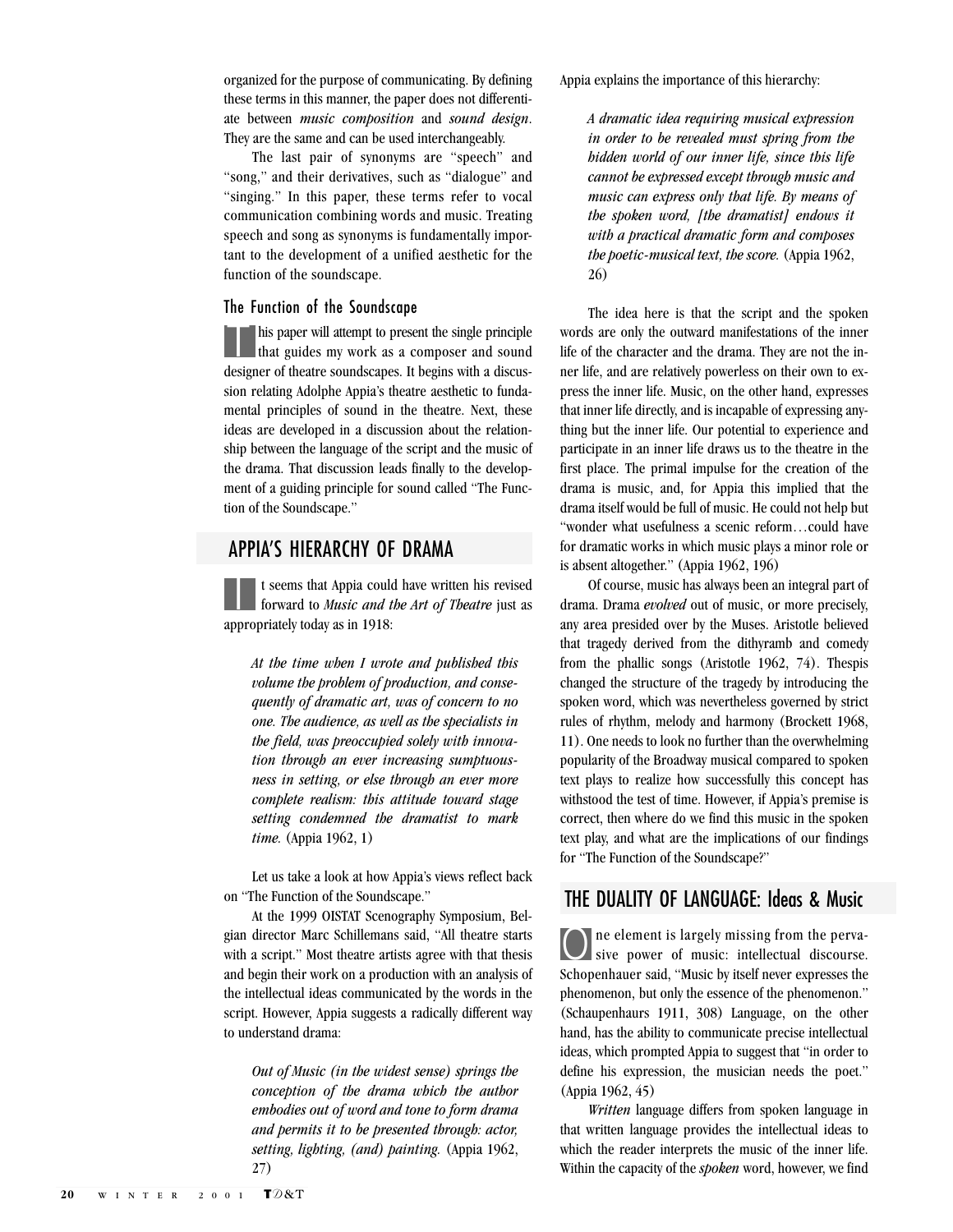organized for the purpose of communicating. By defining these terms in this manner, the paper does not differentiate between *music composition* and *sound design*. They are the same and can be used interchangeably.

The last pair of synonyms are "speech" and "song," and their derivatives, such as "dialogue" and "singing." In this paper, these terms refer to vocal communication combining words and music. Treating speech and song as synonyms is fundamentally important to the development of a unified aesthetic for the function of the soundscape.

### The Function of the Soundscape

This paper will attempt to present the single principle that guides my work as a composer and sound designer of theatre soundscapes. It begins with a discussion relating Adolphe Appia's theatre aesthetic to fundamental principles of sound in the theatre. Next, these ideas are developed in a discussion about the relationship between the language of the script and the music of the drama. That discussion leads finally to the development of a guiding principle for sound called "The Function of the Soundscape."

## APPIA'S HIERARCHY OF DRAMA

It seems that Appia could have written his revised forward to *Music and the Art of Theatre* just as appropriately today as in 1918:

> *At the time when I wrote and published this volume the problem of production, and consequently of dramatic art, was of concern to no one. The audience, as well as the specialists in the field, was preoccupied solely with innovation through an ever increasing sumptuousness in setting, or else through an ever more complete realism: this attitude toward stage setting condemned the dramatist to mark time.* (Appia 1962, 1)

Let us take a look at how Appia's views reflect back on "The Function of the Soundscape."

At the 1999 OISTAT Scenography Symposium, Belgian director Marc Schillemans said, "All theatre starts with a script." Most theatre artists agree with that thesis and begin their work on a production with an analysis of the intellectual ideas communicated by the words in the script. However, Appia suggests a radically different way to understand drama:

> *Out of Music (in the widest sense) springs the conception of the drama which the author embodies out of word and tone to form drama and permits it to be presented through: actor, setting, lighting, (and) painting.* (Appia 1962, 27)

Appia explains the importance of this hierarchy:

> *A dramatic idea requiring musical expression in order to be revealed must spring from the hidden world of our inner life, since this life cannot be expressed except through music and music can express only that life. By means of the spoken word, [the dramatist] endows it with a practical dramatic form and composes the poetic-musical text, the score.* (Appia 1962, 26)

The idea here is that the script and the spoken words are only the outward manifestations of the inner life of the character and the drama. They are not the inner life, and are relatively powerless on their own to express the inner life. Music, on the other hand, expresses that inner life directly, and is incapable of expressing anything but the inner life. Our potential to experience and participate in an inner life draws us to the theatre in the first place. The primal impulse for the creation of the drama is music, and, for Appia this implied that the drama itself would be full of music. He could not help but "wonder what usefulness a scenic reform…could have for dramatic works in which music plays a minor role or is absent altogether." (Appia 1962, 196)

Of course, music has always been an integral part of drama. Drama *evolved* out of music, or more precisely, any area presided over by the Muses. Aristotle believed that tragedy derived from the dithyramb and comedy from the phallic songs (Aristotle 1962, 74). Thespis changed the structure of the tragedy by introducing the spoken word, which was nevertheless governed by strict rules of rhythm, melody and harmony (Brockett 1968, 11). One needs to look no further than the overwhelming popularity of the Broadway musical compared to spoken text plays to realize how successfully this concept has withstood the test of time. However, if Appia's premise is correct, then where do we find this music in the spoken text play, and what are the implications of our findings for "The Function of the Soundscape?"

## THE DUALITY OF LANGUAGE: Ideas & Music

One element is largely missing from the pervasive power of music: intellectual discourse. Schopenhauer said, "Music by itself never expresses the phenomenon, but only the essence of the phenomenon." (Schaupenhaurs 1911, 308) Language, on the other hand, has the ability to communicate precise intellectual ideas, which prompted Appia to suggest that "in order to define his expression, the musician needs the poet." (Appia 1962, 45)

*Written* language differs from spoken language in that written language provides the intellectual ideas to which the reader interprets the music of the inner life. Within the capacity of the *spoken* word, however, we find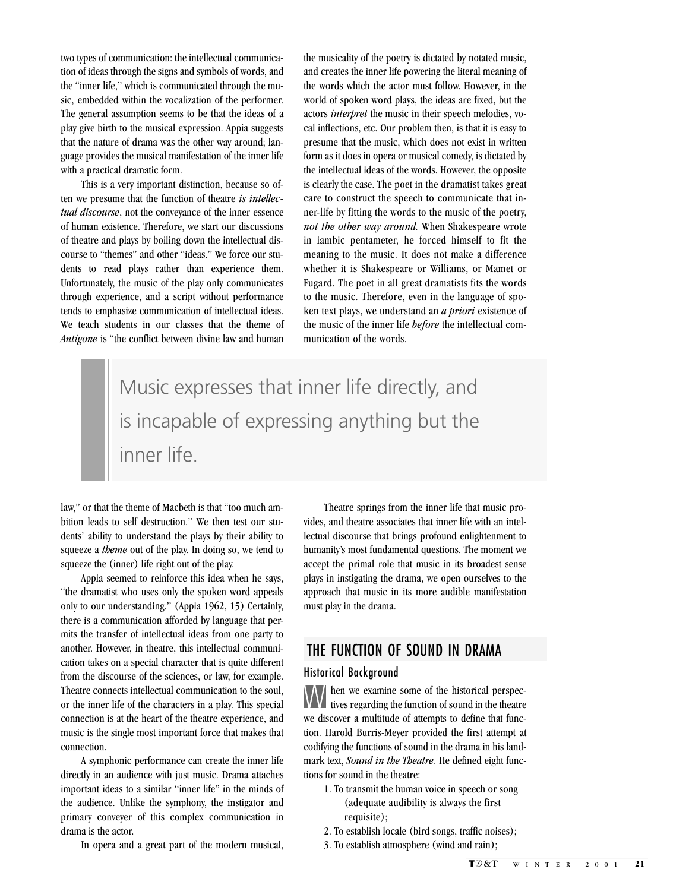two types of communication: the intellectual communication of ideas through the signs and symbols of words, and the "inner life," which is communicated through the music, embedded within the vocalization of the performer. The general assumption seems to be that the ideas of a play give birth to the musical expression. Appia suggests that the nature of drama was the other way around; language provides the musical manifestation of the inner life with a practical dramatic form.

This is a very important distinction, because so often we presume that the function of theatre *is intellectual discourse*, not the conveyance of the inner essence of human existence. Therefore, we start our discussions of theatre and plays by boiling down the intellectual discourse to "themes" and other "ideas." We force our students to read plays rather than experience them. Unfortunately, the music of the play only communicates through experience, and a script without performance tends to emphasize communication of intellectual ideas. We teach students in our classes that the theme of *Antigone* is "the conflict between divine law and human law," or that the theme of Macbeth is that "too much ambition leads to self destruction." We then test our students' ability to understand the plays by their ability to squeeze a *theme* out of the play. In doing so, we tend to squeeze the (inner) life right out of the play.

Appia seemed to reinforce this idea when he says, "the dramatist who uses only the spoken word appeals only to our understanding." (Appia 1962, 15) Certainly, there is a communication afforded by language that permits the transfer of intellectual ideas from one party to another. However, in theatre, this intellectual communication takes on a special character that is quite different from the discourse of the sciences, or law, for example. Theatre connects intellectual communication to the soul, or the inner life of the characters in a play. This special connection is at the heart of the theatre experience, and music is the single most important force that makes that connection.

A symphonic performance can create the inner life directly in an audience with just music. Drama attaches important ideas to a similar "inner life" in the minds of the audience. Unlike the symphony, the instigator and primary conveyer of this complex communication in drama is the actor.

In opera and a great part of the modern musical, the musicality of the poetry is dictated by notated music, and creates the inner life powering the literal meaning of the words which the actor must follow. However, in the world of spoken word plays, the ideas are fixed, but the actors *interpret* the music in their speech melodies, vocal inflections, etc. Our problem then, is that it is easy to presume that the music, which does not exist in written form as it does in opera or musical comedy, is dictated by the intellectual ideas of the words. However, the opposite is clearly the case. The poet in the dramatist takes great care to construct the speech to communicate that inner-life by fitting the words to the music of the poetry, *not the other way around.* When Shakespeare wrote in iambic pentameter, he forced himself to fit the meaning to the music. It does not make a difference whether it is Shakespeare or Williams, or Mamet or Fugard. The poet in all great dramatists fits the words to the music. Therefore, even in the language of spoken text plays, we understand an *a priori* existence of the music of the inner life *before* the intellectual communication of the words.

> Music expresses that inner life directly, and is incapable of expressing anything but the inner life.

Theatre springs from the inner life that music provides, and theatre associates that inner life with an intellectual discourse that brings profound enlightenment to humanity's most fundamental questions. The moment we accept the primal role that music in its broadest sense plays in instigating the drama, we open ourselves to the approach that music in its more audible manifestation must play in the drama.

## THE FUNCTION OF SOUND IN DRAMA

### Historical Background

When we examine some of the historical perspectives regarding the function of sound in the theatre we discover a multitude of attempts to define that function. Harold Burris-Meyer provided the first attempt at codifying the functions of sound in the drama in his landmark text, *Sound in the Theatre*. He defined eight functions for sound in the theatre:

1. To transmit the human voice in speech or song (adequate audibility is always the first requisite);
2. To establish locale (bird songs, traffic noises);
3. To establish atmosphere (wind and rain);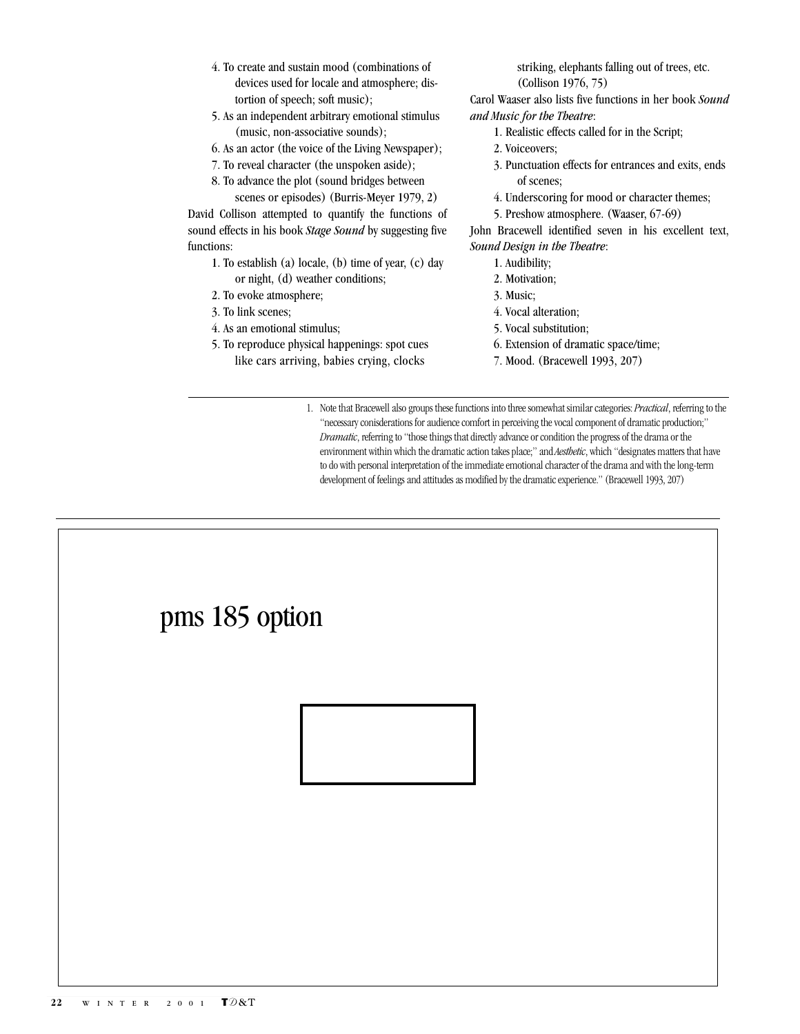4. To create and sustain mood (combinations of devices used for locale and atmosphere; distortion of speech; soft music);
5. As an independent arbitrary emotional stimulus (music, non-associative sounds);
6. As an actor (the voice of the Living Newspaper);
7. To reveal character (the unspoken aside);
8. To advance the plot (sound bridges between scenes or episodes) (Burris-Meyer 1979, 2)

David Collison attempted to quantify the functions of sound effects in his book *Stage Sound* by suggesting five functions:

1. To establish (a) locale, (b) time of year, (c) day or night, (d) weather conditions;
2. To evoke atmosphere;
3. To link scenes;
4. As an emotional stimulus;
5. To reproduce physical happenings: spot cues like cars arriving, babies crying, clocks striking, elephants falling out of trees, etc. (Collison 1976, 75)

Carol Waaser also lists five functions in her book *Sound and Music for the Theatre*:

1. Realistic effects called for in the Script;
2. Voiceovers;
3. Punctuation effects for entrances and exits, ends of scenes;
4. Underscoring for mood or character themes;
5. Preshow atmosphere. (Waaser, 67-69)

John Bracewell identified seven in his excellent text, *Sound Design in the Theatre*:

1. Audibility;
2. Motivation;
3. Music;
4. Vocal alteration;
5. Vocal substitution;
6. Extension of dramatic space/time;
7. Mood. (Bracewell 1993, 207)

---

1. Note that Bracewell also groups these functions into three somewhat similar categories: *Practical*, referring to the "necessary conisderations for audience comfort in perceiving the vocal component of dramatic production;" *Dramatic*, referring to "those things that directly advance or condition the progress of the drama or the environment within which the dramatic action takes place;" and *Aesthetic*, which "designates matters that have to do with personal interpretation of the immediate emotional character of the drama and with the long-term development of feelings and attitudes as modified by the dramatic experience." (Bracewell 1993, 207)

pms 185 option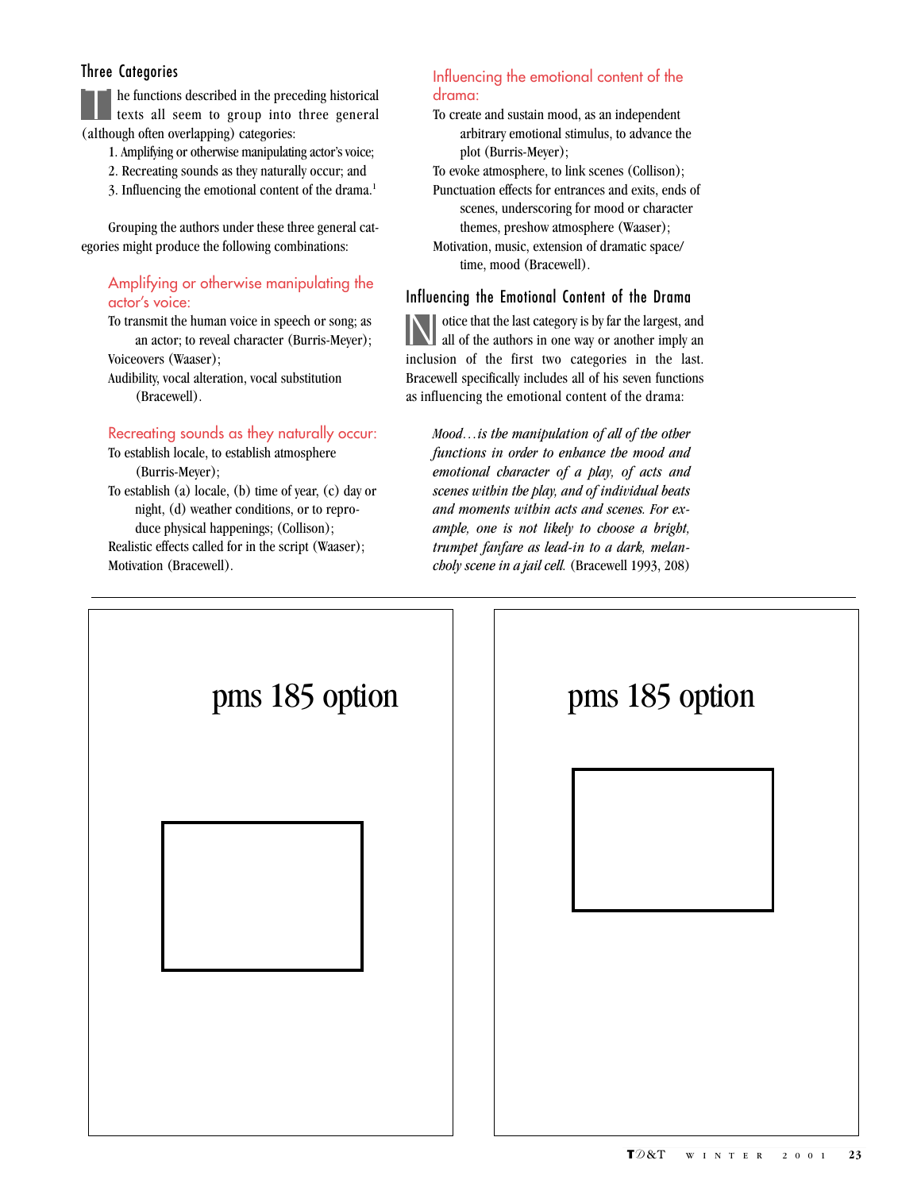## Three Categories

The functions described in the preceding historical texts all seem to group into three general (although often overlapping) categories:

1. Amplifying or otherwise manipulating actor's voice;
2. Recreating sounds as they naturally occur; and
3. Influencing the emotional content of the drama.[1]

Grouping the authors under these three general categories might produce the following combinations:

### Amplifying or otherwise manipulating the actor's voice:

To transmit the human voice in speech or song; as an actor; to reveal character (Burris-Meyer);
Voiceovers (Waaser);
Audibility, vocal alteration, vocal substitution (Bracewell).

### Recreating sounds as they naturally occur:

To establish locale, to establish atmosphere (Burris-Meyer);
To establish (a) locale, (b) time of year, (c) day or night, (d) weather conditions, or to reproduce physical happenings; (Collison);
Realistic effects called for in the script (Waaser);
Motivation (Bracewell).

### Influencing the emotional content of the drama:

To create and sustain mood, as an independent arbitrary emotional stimulus, to advance the plot (Burris-Meyer);
To evoke atmosphere, to link scenes (Collison);
Punctuation effects for entrances and exits, ends of scenes, underscoring for mood or character themes, preshow atmosphere (Waaser);
Motivation, music, extension of dramatic space/time, mood (Bracewell).

## Influencing the Emotional Content of the Drama

Notice that the last category is by far the largest, and all of the authors in one way or another imply an inclusion of the first two categories in the last. Bracewell specifically includes all of his seven functions as influencing the emotional content of the drama:

> *Mood…is the manipulation of all of the other functions in order to enhance the mood and emotional character of a play, of acts and scenes within the play, and of individual beats and moments within acts and scenes. For example, one is not likely to choose a bright, trumpet fanfare as lead-in to a dark, melancholy scene in a jail cell.* (Bracewell 1993, 208)

pms 185 option

pms 185 option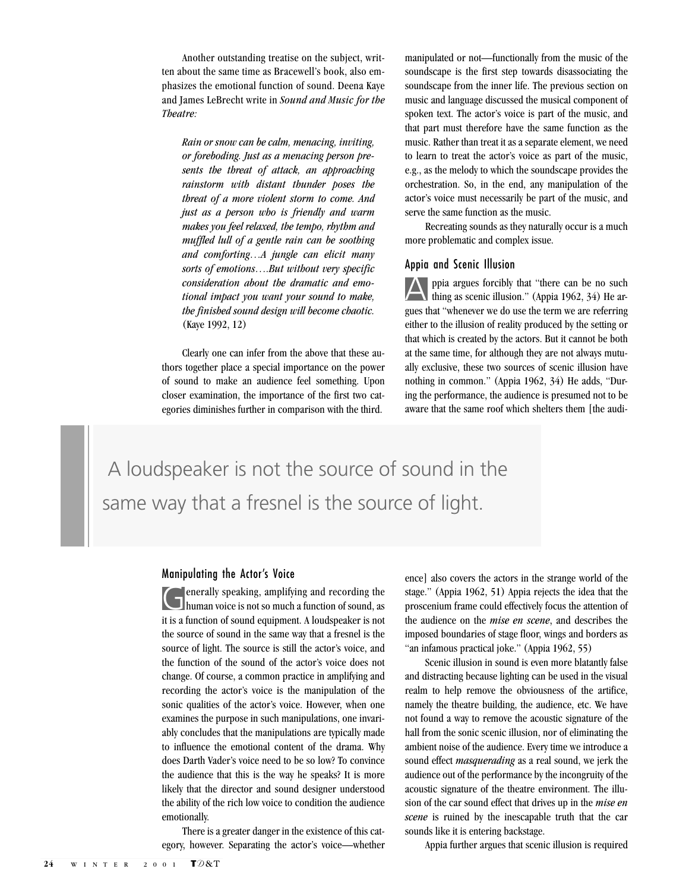Another outstanding treatise on the subject, written about the same time as Bracewell's book, also emphasizes the emotional function of sound. Deena Kaye and James LeBrecht write in *Sound and Music for the Theatre:*

> *Rain or snow can be calm, menacing, inviting, or foreboding. Just as a menacing person presents the threat of attack, an approaching rainstorm with distant thunder poses the threat of a more violent storm to come. And just as a person who is friendly and warm makes you feel relaxed, the tempo, rhythm and muffled lull of a gentle rain can be soothing and comforting…A jungle can elicit many sorts of emotions….But without very specific consideration about the dramatic and emotional impact you want your sound to make, the finished sound design will become chaotic.* (Kaye 1992, 12)

Clearly one can infer from the above that these authors together place a special importance on the power of sound to make an audience feel something. Upon closer examination, the importance of the first two categories diminishes further in comparison with the third.

> A loudspeaker is not the source of sound in the same way that a fresnel is the source of light.

## Manipulating the Actor's Voice

Generally speaking, amplifying and recording the human voice is not so much a function of sound, as it is a function of sound equipment. A loudspeaker is not the source of sound in the same way that a fresnel is the source of light. The source is still the actor's voice, and the function of the sound of the actor's voice does not change. Of course, a common practice in amplifying and recording the actor's voice is the manipulation of the sonic qualities of the actor's voice. However, when one examines the purpose in such manipulations, one invariably concludes that the manipulations are typically made to influence the emotional content of the drama. Why does Darth Vader's voice need to be so low? To convince the audience that this is the way he speaks? It is more likely that the director and sound designer understood the ability of the rich low voice to condition the audience emotionally.

There is a greater danger in the existence of this category, however. Separating the actor's voice—whether manipulated or not—functionally from the music of the soundscape is the first step towards disassociating the soundscape from the inner life. The previous section on music and language discussed the musical component of spoken text. The actor's voice is part of the music, and that part must therefore have the same function as the music. Rather than treat it as a separate element, we need to learn to treat the actor's voice as part of the music, e.g., as the melody to which the soundscape provides the orchestration. So, in the end, any manipulation of the actor's voice must necessarily be part of the music, and serve the same function as the music.

Recreating sounds as they naturally occur is a much more problematic and complex issue.

## Appia and Scenic Illusion

Appia argues forcibly that "there can be no such thing as scenic illusion." (Appia 1962, 34) He argues that "whenever we do use the term we are referring either to the illusion of reality produced by the setting or that which is created by the actors. But it cannot be both at the same time, for although they are not always mutually exclusive, these two sources of scenic illusion have nothing in common." (Appia 1962, 34) He adds, "During the performance, the audience is presumed not to be aware that the same roof which shelters them [the audience] also covers the actors in the strange world of the stage." (Appia 1962, 51) Appia rejects the idea that the proscenium frame could effectively focus the attention of the audience on the *mise en scene*, and describes the imposed boundaries of stage floor, wings and borders as "an infamous practical joke." (Appia 1962, 55)

Scenic illusion in sound is even more blatantly false and distracting because lighting can be used in the visual realm to help remove the obviousness of the artifice, namely the theatre building, the audience, etc. We have not found a way to remove the acoustic signature of the hall from the sonic scenic illusion, nor of eliminating the ambient noise of the audience. Every time we introduce a sound effect *masquerading* as a real sound, we jerk the audience out of the performance by the incongruity of the acoustic signature of the theatre environment. The illusion of the car sound effect that drives up in the *mise en scene* is ruined by the inescapable truth that the car sounds like it is entering backstage.

Appia further argues that scenic illusion is required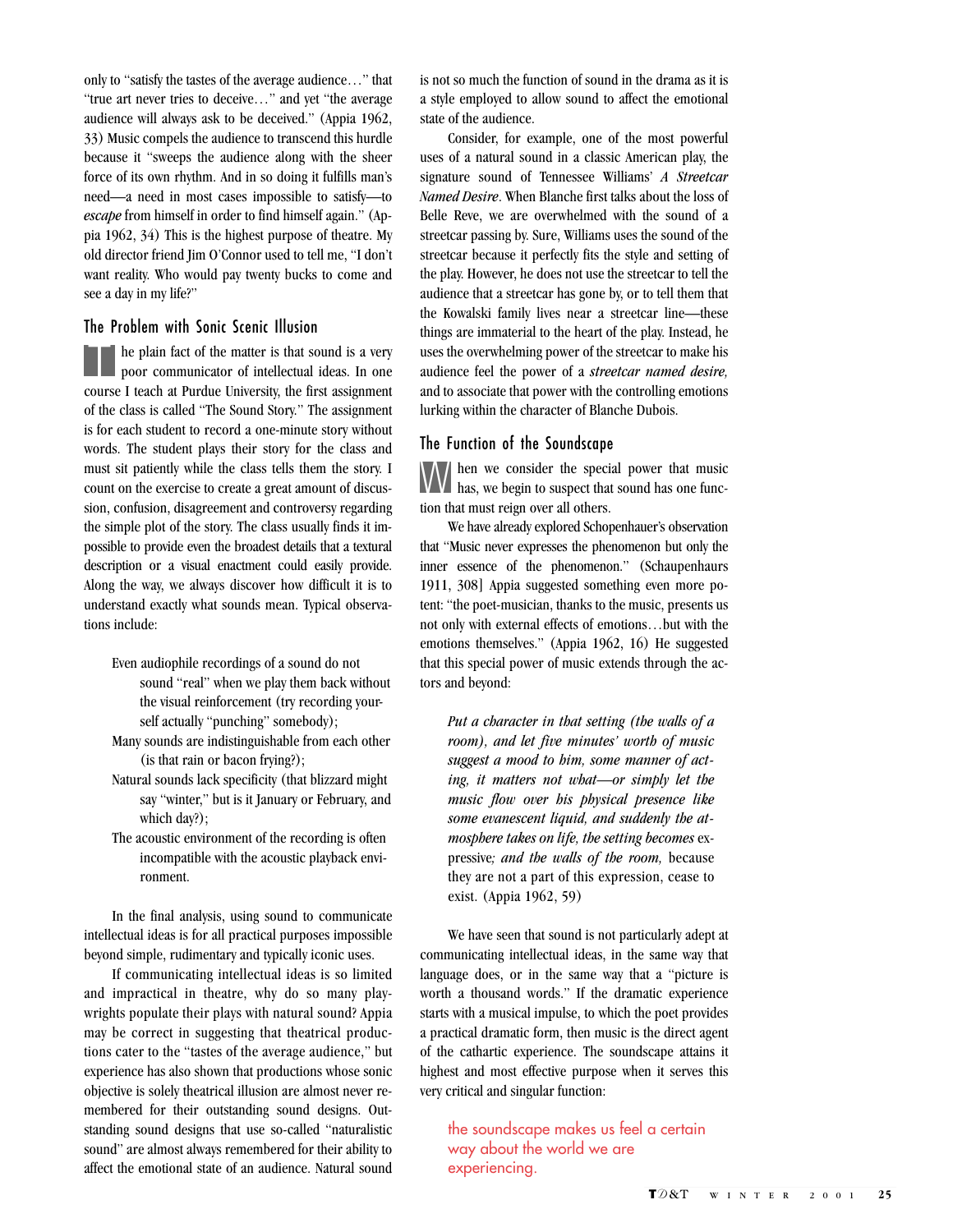only to "satisfy the tastes of the average audience…" that "true art never tries to deceive…" and yet "the average audience will always ask to be deceived." (Appia 1962, 33) Music compels the audience to transcend this hurdle because it "sweeps the audience along with the sheer force of its own rhythm. And in so doing it fulfills man's need—a need in most cases impossible to satisfy—to *escape* from himself in order to find himself again." (Appia 1962, 34) This is the highest purpose of theatre. My old director friend Jim O'Connor used to tell me, "I don't want reality. Who would pay twenty bucks to come and see a day in my life?"

## The Problem with Sonic Scenic Illusion

The plain fact of the matter is that sound is a very poor communicator of intellectual ideas. In one course I teach at Purdue University, the first assignment of the class is called "The Sound Story." The assignment is for each student to record a one-minute story without words. The student plays their story for the class and must sit patiently while the class tells them the story. I count on the exercise to create a great amount of discussion, confusion, disagreement and controversy regarding the simple plot of the story. The class usually finds it impossible to provide even the broadest details that a textural description or a visual enactment could easily provide. Along the way, we always discover how difficult it is to understand exactly what sounds mean. Typical observations include:

- Even audiophile recordings of a sound do not sound "real" when we play them back without the visual reinforcement (try recording yourself actually "punching" somebody);
- Many sounds are indistinguishable from each other (is that rain or bacon frying?);
- Natural sounds lack specificity (that blizzard might say "winter," but is it January or February, and which day?);
- The acoustic environment of the recording is often incompatible with the acoustic playback environment.

In the final analysis, using sound to communicate intellectual ideas is for all practical purposes impossible beyond simple, rudimentary and typically iconic uses.

If communicating intellectual ideas is so limited and impractical in theatre, why do so many playwrights populate their plays with natural sound? Appia may be correct in suggesting that theatrical productions cater to the "tastes of the average audience," but experience has also shown that productions whose sonic objective is solely theatrical illusion are almost never remembered for their outstanding sound designs. Outstanding sound designs that use so-called "naturalistic sound" are almost always remembered for their ability to affect the emotional state of an audience. Natural sound is not so much the function of sound in the drama as it is a style employed to allow sound to affect the emotional state of the audience.

Consider, for example, one of the most powerful uses of a natural sound in a classic American play, the signature sound of Tennessee Williams' *A Streetcar Named Desire*. When Blanche first talks about the loss of Belle Reve, we are overwhelmed with the sound of a streetcar passing by. Sure, Williams uses the sound of the streetcar because it perfectly fits the style and setting of the play. However, he does not use the streetcar to tell the audience that a streetcar has gone by, or to tell them that the Kowalski family lives near a streetcar line—these things are immaterial to the heart of the play. Instead, he uses the overwhelming power of the streetcar to make his audience feel the power of a *streetcar named desire,* and to associate that power with the controlling emotions lurking within the character of Blanche Dubois.

## The Function of the Soundscape

When we consider the special power that music has, we begin to suspect that sound has one function that must reign over all others.

We have already explored Schopenhauer's observation that "Music never expresses the phenomenon but only the inner essence of the phenomenon." (Schaupenhaurs 1911, 308] Appia suggested something even more potent: "the poet-musician, thanks to the music, presents us not only with external effects of emotions…but with the emotions themselves." (Appia 1962, 16) He suggested that this special power of music extends through the actors and beyond:

> *Put a character in that setting (the walls of a room), and let five minutes' worth of music suggest a mood to him, some manner of acting, it matters not what—or simply let the music flow over his physical presence like some evanescent liquid, and suddenly the atmosphere takes on life, the setting becomes* expressive*; and the walls of the room,* because they are not a part of this expression, cease to exist. (Appia 1962, 59)

We have seen that sound is not particularly adept at communicating intellectual ideas, in the same way that language does, or in the same way that a "picture is worth a thousand words." If the dramatic experience starts with a musical impulse, to which the poet provides a practical dramatic form, then music is the direct agent of the cathartic experience. The soundscape attains it highest and most effective purpose when it serves this very critical and singular function:

> the soundscape makes us feel a certain way about the world we are experiencing.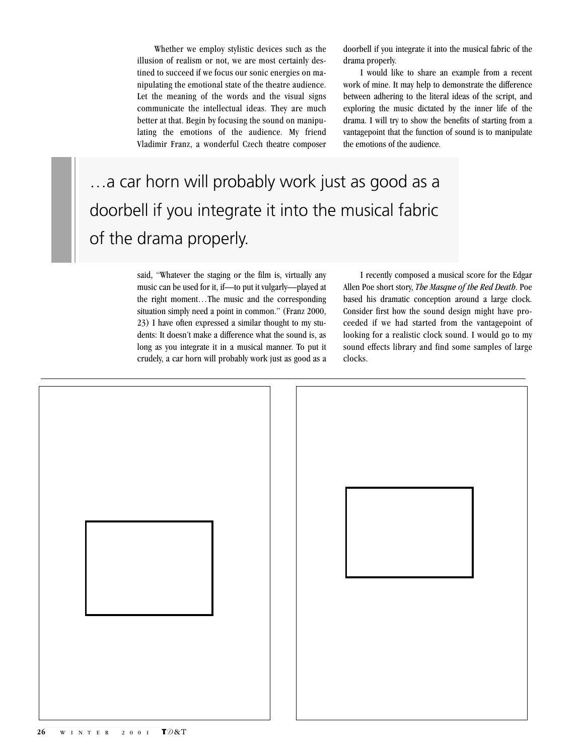Whether we employ stylistic devices such as the illusion of realism or not, we are most certainly destined to succeed if we focus our sonic energies on manipulating the emotional state of the theatre audience. Let the meaning of the words and the visual signs communicate the intellectual ideas. They are much better at that. Begin by focusing the sound on manipulating the emotions of the audience. My friend Vladimir Franz, a wonderful Czech theatre composer said, "Whatever the staging or the film is, virtually any music can be used for it, if—to put it vulgarly—played at the right moment…The music and the corresponding situation simply need a point in common." (Franz 2000, 23) I have often expressed a similar thought to my students: It doesn't make a difference what the sound is, as long as you integrate it in a musical manner. To put it crudely, a car horn will probably work just as good as a doorbell if you integrate it into the musical fabric of the drama properly.

> …a car horn will probably work just as good as a doorbell if you integrate it into the musical fabric of the drama properly.

I would like to share an example from a recent work of mine. It may help to demonstrate the difference between adhering to the literal ideas of the script, and exploring the music dictated by the inner life of the drama. I will try to show the benefits of starting from a vantagepoint that the function of sound is to manipulate the emotions of the audience.

I recently composed a musical score for the Edgar Allen Poe short story, *The Masque of the Red Death*. Poe based his dramatic conception around a large clock. Consider first how the sound design might have proceeded if we had started from the vantagepoint of looking for a realistic clock sound. I would go to my sound effects library and find some samples of large clocks.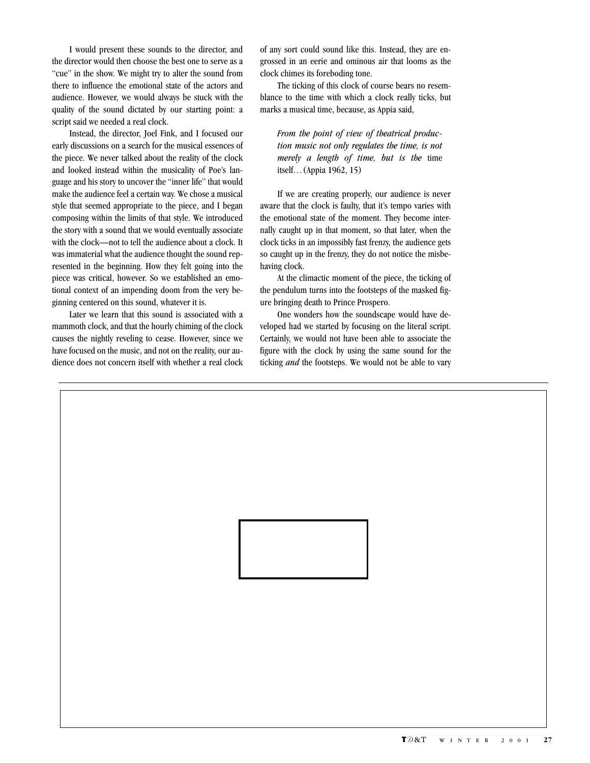I would present these sounds to the director, and the director would then choose the best one to serve as a "cue" in the show. We might try to alter the sound from there to influence the emotional state of the actors and audience. However, we would always be stuck with the quality of the sound dictated by our starting point: a script said we needed a real clock.

Instead, the director, Joel Fink, and I focused our early discussions on a search for the musical essences of the piece. We never talked about the reality of the clock and looked instead within the musicality of Poe's language and his story to uncover the "inner life" that would make the audience feel a certain way. We chose a musical style that seemed appropriate to the piece, and I began composing within the limits of that style. We introduced the story with a sound that we would eventually associate with the clock—not to tell the audience about a clock. It was immaterial what the audience thought the sound represented in the beginning. How they felt going into the piece was critical, however. So we established an emotional context of an impending doom from the very beginning centered on this sound, whatever it is.

Later we learn that this sound is associated with a mammoth clock, and that the hourly chiming of the clock causes the nightly reveling to cease. However, since we have focused on the music, and not on the reality, our audience does not concern itself with whether a real clock of any sort could sound like this. Instead, they are engrossed in an eerie and ominous air that looms as the clock chimes its foreboding tone.

The ticking of this clock of course bears no resemblance to the time with which a clock really ticks, but marks a musical time, because, as Appia said,

> *From the point of view of theatrical production music not only regulates the time, is not merely a length of time, but is the* time itself… (Appia 1962, 15)

If we are creating properly, our audience is never aware that the clock is faulty, that it's tempo varies with the emotional state of the moment. They become internally caught up in that moment, so that later, when the clock ticks in an impossibly fast frenzy, the audience gets so caught up in the frenzy, they do not notice the misbehaving clock.

At the climactic moment of the piece, the ticking of the pendulum turns into the footsteps of the masked figure bringing death to Prince Prospero.

One wonders how the soundscape would have developed had we started by focusing on the literal script. Certainly, we would not have been able to associate the figure with the clock by using the same sound for the ticking *and* the footsteps. We would not be able to vary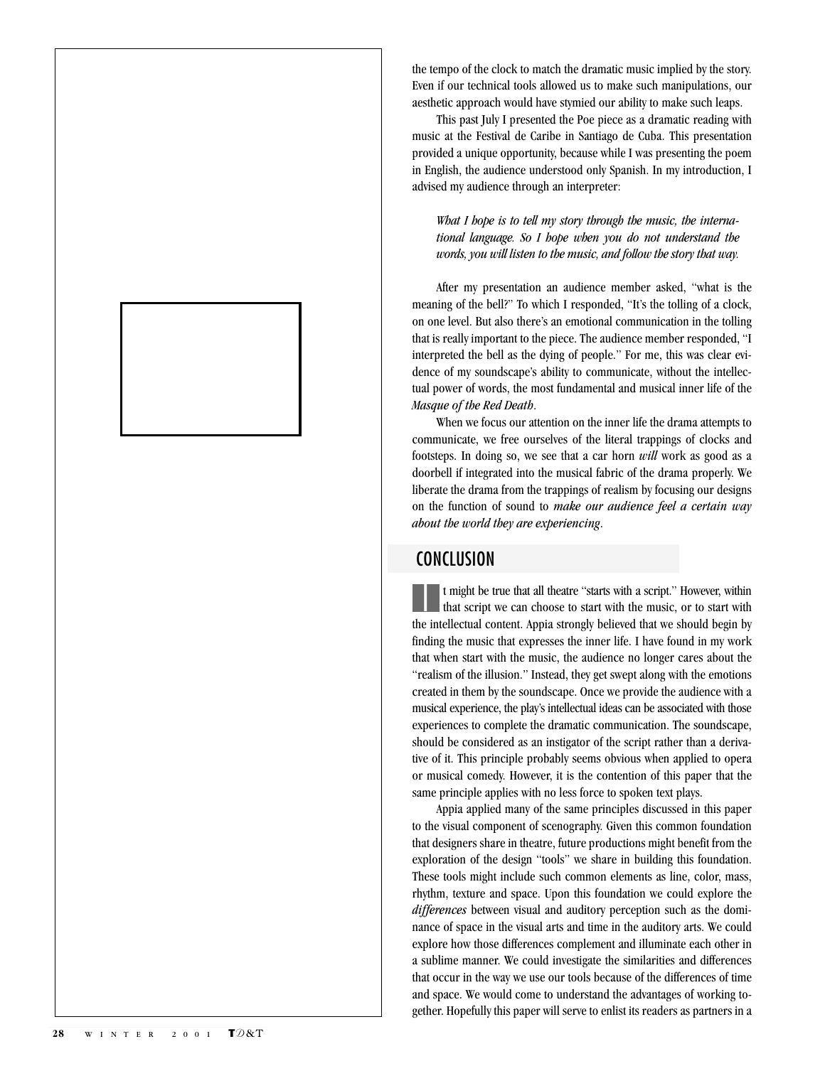the tempo of the clock to match the dramatic music implied by the story. Even if our technical tools allowed us to make such manipulations, our aesthetic approach would have stymied our ability to make such leaps.

This past July I presented the Poe piece as a dramatic reading with music at the Festival de Caribe in Santiago de Cuba. This presentation provided a unique opportunity, because while I was presenting the poem in English, the audience understood only Spanish. In my introduction, I advised my audience through an interpreter:

> *What I hope is to tell my story through the music, the international language. So I hope when you do not understand the words, you will listen to the music, and follow the story that way.*

After my presentation an audience member asked, "what is the meaning of the bell?" To which I responded, "It's the tolling of a clock, on one level. But also there's an emotional communication in the tolling that is really important to the piece. The audience member responded, "I interpreted the bell as the dying of people." For me, this was clear evidence of my soundscape's ability to communicate, without the intellectual power of words, the most fundamental and musical inner life of the *Masque of the Red Death*.

When we focus our attention on the inner life the drama attempts to communicate, we free ourselves of the literal trappings of clocks and footsteps. In doing so, we see that a car horn *will* work as good as a doorbell if integrated into the musical fabric of the drama properly. We liberate the drama from the trappings of realism by focusing our designs on the function of sound to *make our audience feel a certain way about the world they are experiencing*.

## CONCLUSION

It might be true that all theatre "starts with a script." However, within that script we can choose to start with the music, or to start with the intellectual content. Appia strongly believed that we should begin by finding the music that expresses the inner life. I have found in my work that when start with the music, the audience no longer cares about the "realism of the illusion." Instead, they get swept along with the emotions created in them by the soundscape. Once we provide the audience with a musical experience, the play's intellectual ideas can be associated with those experiences to complete the dramatic communication. The soundscape, should be considered as an instigator of the script rather than a derivative of it. This principle probably seems obvious when applied to opera or musical comedy. However, it is the contention of this paper that the same principle applies with no less force to spoken text plays.

Appia applied many of the same principles discussed in this paper to the visual component of scenography. Given this common foundation that designers share in theatre, future productions might benefit from the exploration of the design "tools" we share in building this foundation. These tools might include such common elements as line, color, mass, rhythm, texture and space. Upon this foundation we could explore the *differences* between visual and auditory perception such as the dominance of space in the visual arts and time in the auditory arts. We could explore how those differences complement and illuminate each other in a sublime manner. We could investigate the similarities and differences that occur in the way we use our tools because of the differences of time and space. We would come to understand the advantages of working together. Hopefully this paper will serve to enlist its readers as partners in a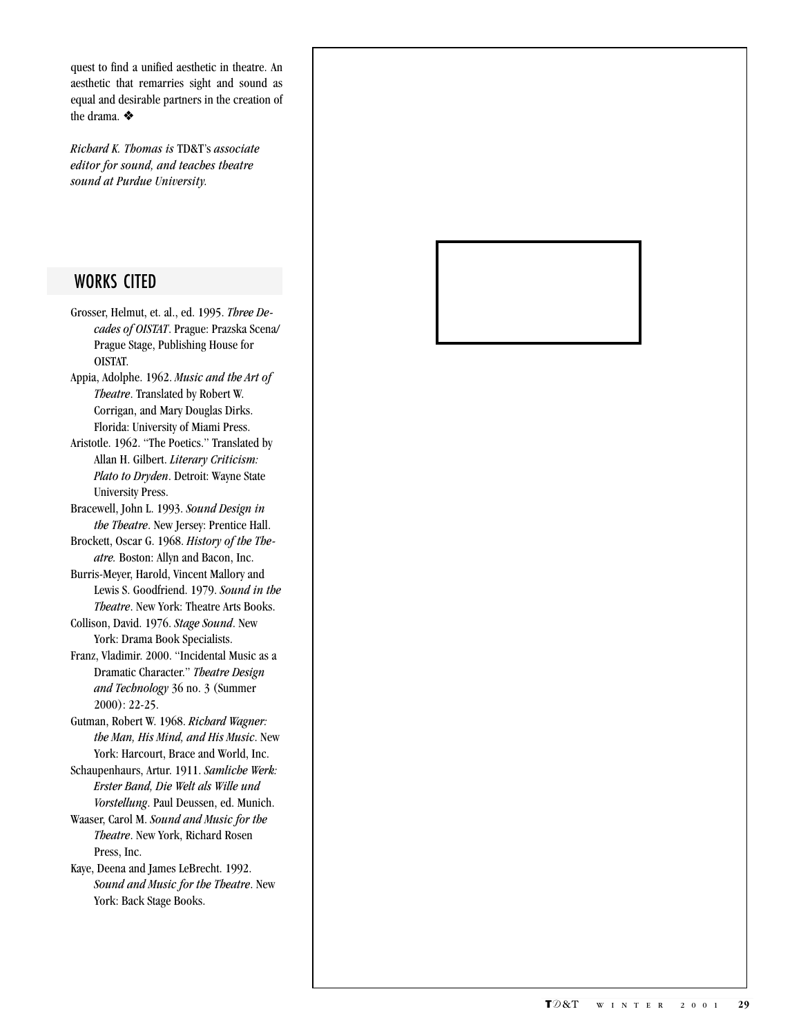quest to find a unified aesthetic in theatre. An aesthetic that remarries sight and sound as equal and desirable partners in the creation of the drama. ❖

*Richard K. Thomas is* TD&T's *associate editor for sound, and teaches theatre sound at Purdue University.*

## WORKS CITED

Grosser, Helmut, et. al., ed. 1995. *Three Decades of OISTAT*. Prague: Prazska Scena/ Prague Stage, Publishing House for OISTAT.

Appia, Adolphe. 1962. *Music and the Art of Theatre*. Translated by Robert W. Corrigan, and Mary Douglas Dirks. Florida: University of Miami Press.

Aristotle. 1962. "The Poetics." Translated by Allan H. Gilbert. *Literary Criticism: Plato to Dryden*. Detroit: Wayne State University Press.

Bracewell, John L. 1993. *Sound Design in the Theatre*. New Jersey: Prentice Hall.

Brockett, Oscar G. 1968. *History of the Theatre.* Boston: Allyn and Bacon, Inc.

Burris-Meyer, Harold, Vincent Mallory and Lewis S. Goodfriend. 1979. *Sound in the Theatre*. New York: Theatre Arts Books.

Collison, David. 1976. *Stage Sound*. New York: Drama Book Specialists.

Franz, Vladimir. 2000. "Incidental Music as a Dramatic Character." *Theatre Design and Technology* 36 no. 3 (Summer 2000): 22-25.

Gutman, Robert W. 1968. *Richard Wagner: the Man, His Mind, and His Music*. New York: Harcourt, Brace and World, Inc.

Schaupenhaurs, Artur. 1911. *Samliche Werk: Erster Band, Die Welt als Wille und Vorstellung*. Paul Deussen, ed. Munich.

Waaser, Carol M. *Sound and Music for the Theatre*. New York, Richard Rosen Press, Inc.

Kaye, Deena and James LeBrecht. 1992. *Sound and Music for the Theatre*. New York: Back Stage Books.